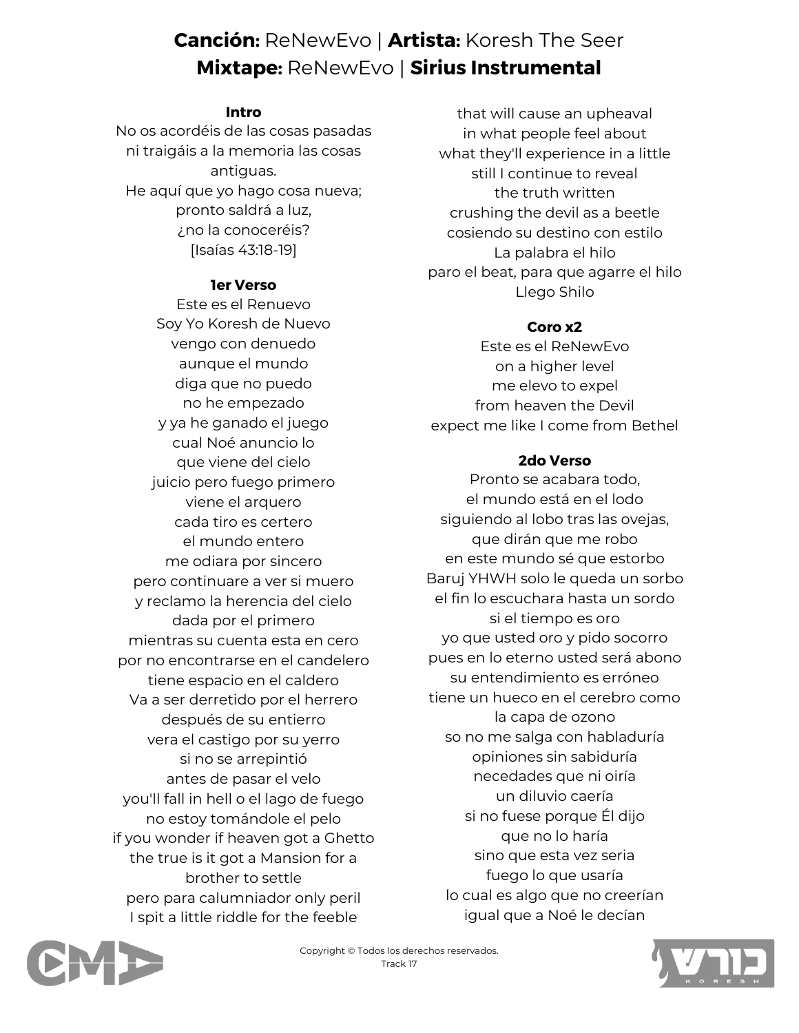**Canción:** ReNewEvo | **Artista:** Koresh The Seer
**Mixtape:** ReNewEvo | **Sirius Instrumental**

**Intro**

No os acordéis de las cosas pasadas
ni traigáis a la memoria las cosas antiguas.
He aquí que yo hago cosa nueva;
pronto saldrá a luz,
¿no la conoceréis?
[Isaías 43:18-19]

**1er Verso**

Este es el Renuevo
Soy Yo Koresh de Nuevo
vengo con denuedo
aunque el mundo
diga que no puedo
no he empezado
y ya he ganado el juego
cual Noé anuncio lo
que viene del cielo
juicio pero fuego primero
viene el arquero
cada tiro es certero
el mundo entero
me odiara por sincero
pero continuare a ver si muero
y reclamo la herencia del cielo
dada por el primero
mientras su cuenta esta en cero
por no encontrarse en el candelero
tiene espacio en el caldero
Va a ser derretido por el herrero
después de su entierro
vera el castigo por su yerro
si no se arrepintió
antes de pasar el velo
you'll fall in hell o el lago de fuego
no estoy tomándole el pelo
if you wonder if heaven got a Ghetto
the true is it got a Mansion for a brother to settle
pero para calumniador only peril
I spit a little riddle for the feeble
that will cause an upheaval
in what people feel about
what they'll experience in a little
still I continue to reveal
the truth written
crushing the devil as a beetle
cosiendo su destino con estilo
La palabra el hilo
paro el beat, para que agarre el hilo
Llego Shilo

**Coro x2**

Este es el ReNewEvo
on a higher level
me elevo to expel
from heaven the Devil
expect me like I come from Bethel

**2do Verso**

Pronto se acabara todo,
el mundo está en el lodo
siguiendo al lobo tras las ovejas,
que dirán que me robo
en este mundo sé que estorbo
Baruj YHWH solo le queda un sorbo
el fin lo escuchara hasta un sordo
si el tiempo es oro
yo que usted oro y pido socorro
pues en lo eterno usted será abono
su entendimiento es erróneo
tiene un hueco en el cerebro como
la capa de ozono
so no me salga con habladuría
opiniones sin sabiduría
necedades que ni oiría
un diluvio caería
si no fuese porque Él dijo
que no lo haría
sino que esta vez seria
fuego lo que usaría
lo cual es algo que no creerían
igual que a Noé le decían

Copyright © Todos los derechos reservados.
Track 17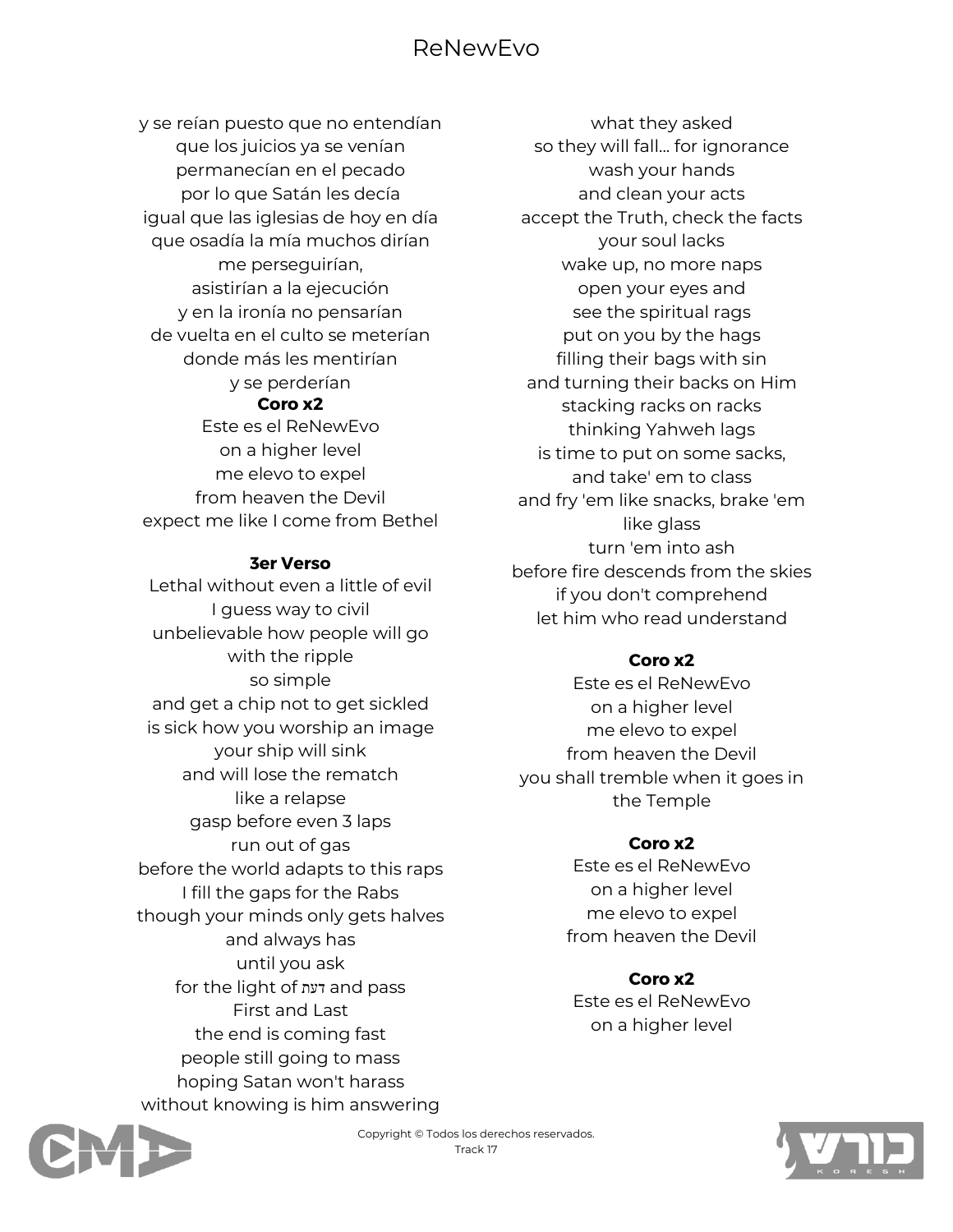y se reían puesto que no entendían
que los juicios ya se venían
permanecían en el pecado
por lo que Satán les decía
igual que las iglesias de hoy en día
que osadía la mía muchos dirían
me perseguirían,
asistirían a la ejecución
y en la ironía no pensarían
de vuelta en el culto se meterían
donde más les mentirían
y se perderían

**Coro x2**

Este es el ReNewEvo
on a higher level
me elevo to expel
from heaven the Devil
expect me like I come from Bethel

**3er Verso**

Lethal without even a little of evil
I guess way to civil
unbelievable how people will go
with the ripple
so simple
and get a chip not to get sickled
is sick how you worship an image
your ship will sink
and will lose the rematch
like a relapse
gasp before even 3 laps
run out of gas
before the world adapts to this raps
I fill the gaps for the Rabs
though your minds only gets halves
and always has
until you ask
for the light of דעת and pass
First and Last
the end is coming fast
people still going to mass
hoping Satan won't harass
without knowing is him answering
what they asked
so they will fall... for ignorance
wash your hands
and clean your acts
accept the Truth, check the facts
your soul lacks
wake up, no more naps
open your eyes and
see the spiritual rags
put on you by the hags
filling their bags with sin
and turning their backs on Him
stacking racks on racks
thinking Yahweh lags
is time to put on some sacks,
and take' em to class
and fry 'em like snacks, brake 'em
like glass
turn 'em into ash
before fire descends from the skies
if you don't comprehend
let him who read understand

**Coro x2**

Este es el ReNewEvo
on a higher level
me elevo to expel
from heaven the Devil
you shall tremble when it goes in
the Temple

**Coro x2**

Este es el ReNewEvo
on a higher level
me elevo to expel
from heaven the Devil

**Coro x2**

Este es el ReNewEvo
on a higher level

Copyright © Todos los derechos reservados.
Track 17